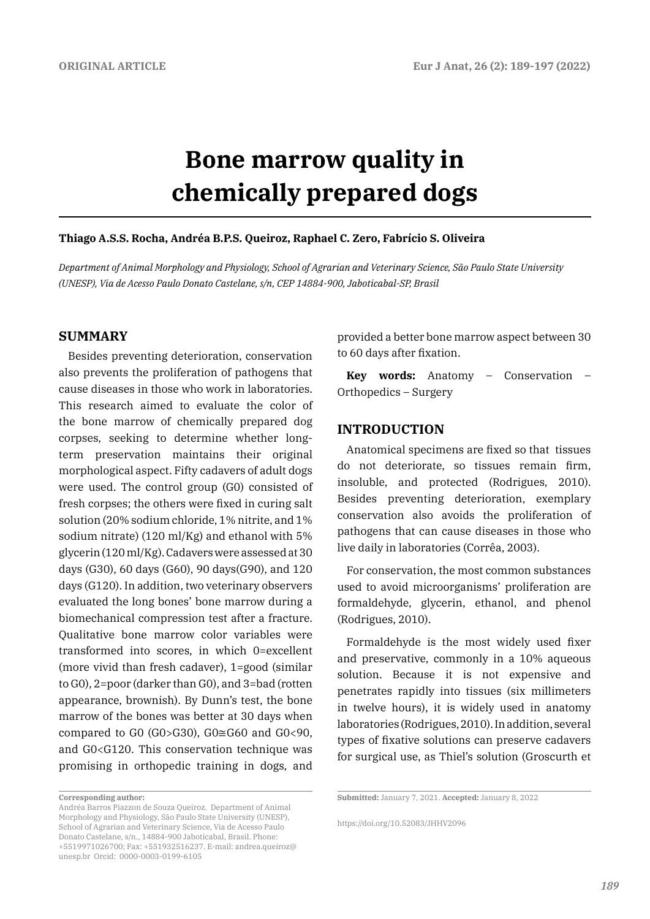ORIGINAL ARTICLE

# Bone marrow quality in chemically prepared dogs

**Thiago A.S.S. Rocha, Andréa B.P.S. Queiroz, Raphael C. Zero, Fabrício S. Oliveira**

*Department of Animal Morphology and Physiology, School of Agrarian and Veterinary Science, São Paulo State University (UNESP), Via de Acesso Paulo Donato Castelane, s/n, CEP 14884-900, Jaboticabal-SP, Brasil*

## SUMMARY

Besides preventing deterioration, conservation also prevents the proliferation of pathogens that cause diseases in those who work in laboratories. This research aimed to evaluate the color of the bone marrow of chemically prepared dog corpses, seeking to determine whether long-term preservation maintains their original morphological aspect. Fifty cadavers of adult dogs were used. The control group (G0) consisted of fresh corpses; the others were fixed in curing salt solution (20% sodium chloride, 1% nitrite, and 1% sodium nitrate) (120 ml/Kg) and ethanol with 5% glycerin (120 ml/Kg). Cadavers were assessed at 30 days (G30), 60 days (G60), 90 days(G90), and 120 days (G120). In addition, two veterinary observers evaluated the long bones' bone marrow during a biomechanical compression test after a fracture. Qualitative bone marrow color variables were transformed into scores, in which 0=excellent (more vivid than fresh cadaver), 1=good (similar to G0), 2=poor (darker than G0), and 3=bad (rotten appearance, brownish). By Dunn's test, the bone marrow of the bones was better at 30 days when compared to G0 (G0>G30), G0≅G60 and G0<90, and G0<G120. This conservation technique was promising in orthopedic training in dogs, and provided a better bone marrow aspect between 30 to 60 days after fixation.

**Key words:** Anatomy – Conservation – Orthopedics – Surgery

## INTRODUCTION

Anatomical specimens are fixed so that tissues do not deteriorate, so tissues remain firm, insoluble, and protected (Rodrigues, 2010). Besides preventing deterioration, exemplary conservation also avoids the proliferation of pathogens that can cause diseases in those who live daily in laboratories (Corrêa, 2003).

For conservation, the most common substances used to avoid microorganisms' proliferation are formaldehyde, glycerin, ethanol, and phenol (Rodrigues, 2010).

Formaldehyde is the most widely used fixer and preservative, commonly in a 10% aqueous solution. Because it is not expensive and penetrates rapidly into tissues (six millimeters in twelve hours), it is widely used in anatomy laboratories (Rodrigues, 2010). In addition, several types of fixative solutions can preserve cadavers for surgical use, as Thiel's solution (Groscurth et

---

**Corresponding author:**
Andréa Barros Piazzon de Souza Queiroz. Department of Animal Morphology and Physiology, São Paulo State University (UNESP), School of Agrarian and Veterinary Science, Via de Acesso Paulo Donato Castelane, s/n., 14884-900 Jaboticabal, Brasil. Phone: +5519971026700; Fax: +551932516237. E-mail: andrea.queiroz@unesp.br Orcid: 0000-0003-0199-6105

**Submitted:** January 7, 2021. **Accepted:** January 8, 2022

https://doi.org/10.52083/JHHV2096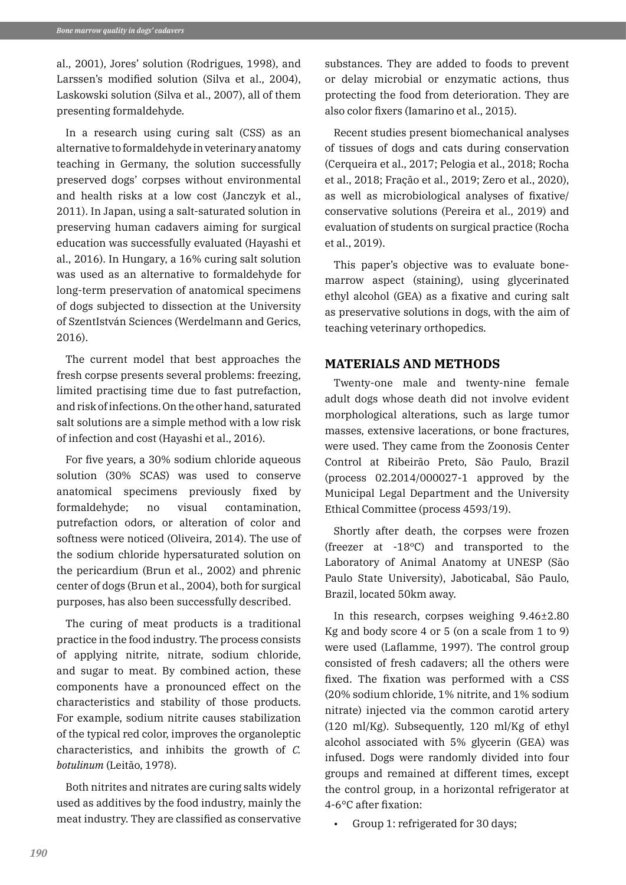al., 2001), Jores' solution (Rodrigues, 1998), and Larssen's modified solution (Silva et al., 2004), Laskowski solution (Silva et al., 2007), all of them presenting formaldehyde.

In a research using curing salt (CSS) as an alternative to formaldehyde in veterinary anatomy teaching in Germany, the solution successfully preserved dogs' corpses without environmental and health risks at a low cost (Janczyk et al., 2011). In Japan, using a salt-saturated solution in preserving human cadavers aiming for surgical education was successfully evaluated (Hayashi et al., 2016). In Hungary, a 16% curing salt solution was used as an alternative to formaldehyde for long-term preservation of anatomical specimens of dogs subjected to dissection at the University of SzentIstván Sciences (Werdelmann and Gerics, 2016).

The current model that best approaches the fresh corpse presents several problems: freezing, limited practising time due to fast putrefaction, and risk of infections. On the other hand, saturated salt solutions are a simple method with a low risk of infection and cost (Hayashi et al., 2016).

For five years, a 30% sodium chloride aqueous solution (30% SCAS) was used to conserve anatomical specimens previously fixed by formaldehyde; no visual contamination, putrefaction odors, or alteration of color and softness were noticed (Oliveira, 2014). The use of the sodium chloride hypersaturated solution on the pericardium (Brun et al., 2002) and phrenic center of dogs (Brun et al., 2004), both for surgical purposes, has also been successfully described.

The curing of meat products is a traditional practice in the food industry. The process consists of applying nitrite, nitrate, sodium chloride, and sugar to meat. By combined action, these components have a pronounced effect on the characteristics and stability of those products. For example, sodium nitrite causes stabilization of the typical red color, improves the organoleptic characteristics, and inhibits the growth of *C. botulinum* (Leitão, 1978).

Both nitrites and nitrates are curing salts widely used as additives by the food industry, mainly the meat industry. They are classified as conservative substances. They are added to foods to prevent or delay microbial or enzymatic actions, thus protecting the food from deterioration. They are also color fixers (Iamarino et al., 2015).

Recent studies present biomechanical analyses of tissues of dogs and cats during conservation (Cerqueira et al., 2017; Pelogia et al., 2018; Rocha et al., 2018; Fração et al., 2019; Zero et al., 2020), as well as microbiological analyses of fixative/conservative solutions (Pereira et al., 2019) and evaluation of students on surgical practice (Rocha et al., 2019).

This paper's objective was to evaluate bone-marrow aspect (staining), using glycerinated ethyl alcohol (GEA) as a fixative and curing salt as preservative solutions in dogs, with the aim of teaching veterinary orthopedics.

## MATERIALS AND METHODS

Twenty-one male and twenty-nine female adult dogs whose death did not involve evident morphological alterations, such as large tumor masses, extensive lacerations, or bone fractures, were used. They came from the Zoonosis Center Control at Ribeirão Preto, São Paulo, Brazil (process 02.2014/000027-1 approved by the Municipal Legal Department and the University Ethical Committee (process 4593/19).

Shortly after death, the corpses were frozen (freezer at -18ºC) and transported to the Laboratory of Animal Anatomy at UNESP (São Paulo State University), Jaboticabal, São Paulo, Brazil, located 50km away.

In this research, corpses weighing 9.46±2.80 Kg and body score 4 or 5 (on a scale from 1 to 9) were used (Laflamme, 1997). The control group consisted of fresh cadavers; all the others were fixed. The fixation was performed with a CSS (20% sodium chloride, 1% nitrite, and 1% sodium nitrate) injected via the common carotid artery (120 ml/Kg). Subsequently, 120 ml/Kg of ethyl alcohol associated with 5% glycerin (GEA) was infused. Dogs were randomly divided into four groups and remained at different times, except the control group, in a horizontal refrigerator at 4-6°C after fixation:

- Group 1: refrigerated for 30 days;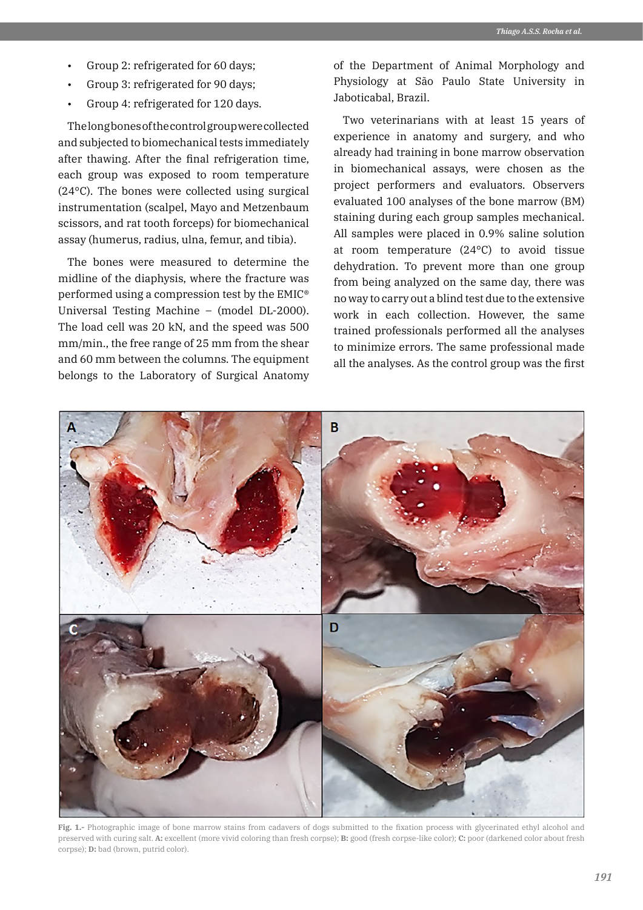- Group 2: refrigerated for 60 days;
- Group 3: refrigerated for 90 days;
- Group 4: refrigerated for 120 days.

The long bones of the control group were collected and subjected to biomechanical tests immediately after thawing. After the final refrigeration time, each group was exposed to room temperature (24°C). The bones were collected using surgical instrumentation (scalpel, Mayo and Metzenbaum scissors, and rat tooth forceps) for biomechanical assay (humerus, radius, ulna, femur, and tibia).

The bones were measured to determine the midline of the diaphysis, where the fracture was performed using a compression test by the EMIC® Universal Testing Machine – (model DL-2000). The load cell was 20 kN, and the speed was 500 mm/min., the free range of 25 mm from the shear and 60 mm between the columns. The equipment belongs to the Laboratory of Surgical Anatomy of the Department of Animal Morphology and Physiology at São Paulo State University in Jaboticabal, Brazil.

Two veterinarians with at least 15 years of experience in anatomy and surgery, and who already had training in bone marrow observation in biomechanical assays, were chosen as the project performers and evaluators. Observers evaluated 100 analyses of the bone marrow (BM) staining during each group samples mechanical. All samples were placed in 0.9% saline solution at room temperature (24°C) to avoid tissue dehydration. To prevent more than one group from being analyzed on the same day, there was no way to carry out a blind test due to the extensive work in each collection. However, the same trained professionals performed all the analyses to minimize errors. The same professional made all the analyses. As the control group was the first

**Fig. 1.-** Photographic image of bone marrow stains from cadavers of dogs submitted to the fixation process with glycerinated ethyl alcohol and preserved with curing salt. **A:** excellent (more vivid coloring than fresh corpse); **B:** good (fresh corpse-like color); **C:** poor (darkened color about fresh corpse); **D:** bad (brown, putrid color).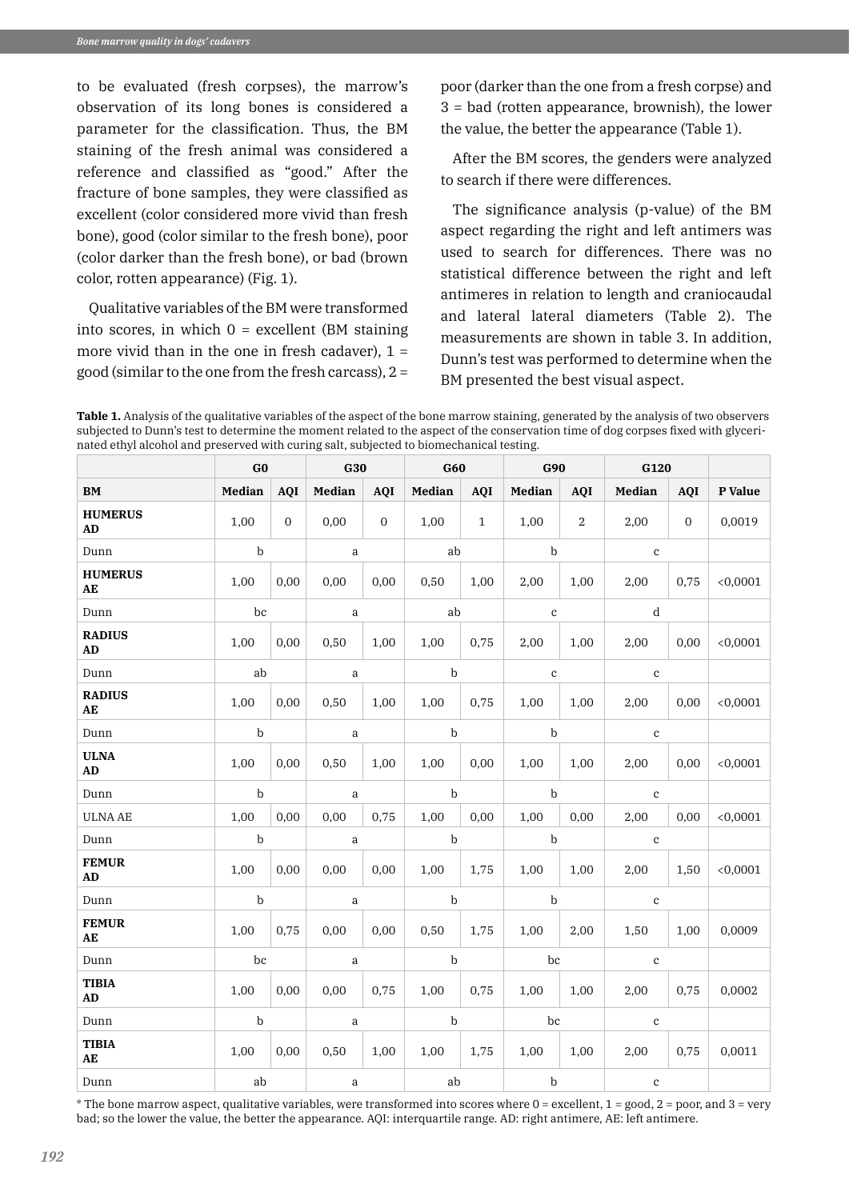to be evaluated (fresh corpses), the marrow's observation of its long bones is considered a parameter for the classification. Thus, the BM staining of the fresh animal was considered a reference and classified as "good." After the fracture of bone samples, they were classified as excellent (color considered more vivid than fresh bone), good (color similar to the fresh bone), poor (color darker than the fresh bone), or bad (brown color, rotten appearance) (Fig. 1).

Qualitative variables of the BM were transformed into scores, in which 0 = excellent (BM staining more vivid than in the one in fresh cadaver), 1 = good (similar to the one from the fresh carcass), 2 = poor (darker than the one from a fresh corpse) and 3 = bad (rotten appearance, brownish), the lower the value, the better the appearance (Table 1).

After the BM scores, the genders were analyzed to search if there were differences.

The significance analysis (p-value) of the BM aspect regarding the right and left antimers was used to search for differences. There was no statistical difference between the right and left antimeres in relation to length and craniocaudal and lateral lateral diameters (Table 2). The measurements are shown in table 3. In addition, Dunn's test was performed to determine when the BM presented the best visual aspect.

**Table 1.** Analysis of the qualitative variables of the aspect of the bone marrow staining, generated by the analysis of two observers subjected to Dunn's test to determine the moment related to the aspect of the conservation time of dog corpses fixed with glycerinated ethyl alcohol and preserved with curing salt, subjected to biomechanical testing.

| | G0 | | G30 | | G60 | | G90 | | G120 | | |
|---|---|---|---|---|---|---|---|---|---|---|---|
| **BM** | **Median** | **AQI** | **Median** | **AQI** | **Median** | **AQI** | **Median** | **AQI** | **Median** | **AQI** | **P Value** |
| **HUMERUS AD** | 1,00 | 0 | 0,00 | 0 | 1,00 | 1 | 1,00 | 2 | 2,00 | 0 | 0,0019 |
| Dunn | b | | a | | ab | | b | | c | | |
| **HUMERUS AE** | 1,00 | 0,00 | 0,00 | 0,00 | 0,50 | 1,00 | 2,00 | 1,00 | 2,00 | 0,75 | <0,0001 |
| Dunn | bc | | a | | ab | | c | | d | | |
| **RADIUS AD** | 1,00 | 0,00 | 0,50 | 1,00 | 1,00 | 0,75 | 2,00 | 1,00 | 2,00 | 0,00 | <0,0001 |
| Dunn | ab | | a | | b | | c | | c | | |
| **RADIUS AE** | 1,00 | 0,00 | 0,50 | 1,00 | 1,00 | 0,75 | 1,00 | 1,00 | 2,00 | 0,00 | <0,0001 |
| Dunn | b | | a | | b | | b | | c | | |
| **ULNA AD** | 1,00 | 0,00 | 0,50 | 1,00 | 1,00 | 0,00 | 1,00 | 1,00 | 2,00 | 0,00 | <0,0001 |
| Dunn | b | | a | | b | | b | | c | | |
| ULNA AE | 1,00 | 0,00 | 0,00 | 0,75 | 1,00 | 0,00 | 1,00 | 0,00 | 2,00 | 0,00 | <0,0001 |
| Dunn | b | | a | | b | | b | | c | | |
| **FEMUR AD** | 1,00 | 0,00 | 0,00 | 0,00 | 1,00 | 1,75 | 1,00 | 1,00 | 2,00 | 1,50 | <0,0001 |
| Dunn | b | | a | | b | | b | | c | | |
| **FEMUR AE** | 1,00 | 0,75 | 0,00 | 0,00 | 0,50 | 1,75 | 1,00 | 2,00 | 1,50 | 1,00 | 0,0009 |
| Dunn | bc | | a | | b | | bc | | c | | |
| **TIBIA AD** | 1,00 | 0,00 | 0,00 | 0,75 | 1,00 | 0,75 | 1,00 | 1,00 | 2,00 | 0,75 | 0,0002 |
| Dunn | b | | a | | b | | bc | | c | | |
| **TIBIA AE** | 1,00 | 0,00 | 0,50 | 1,00 | 1,00 | 1,75 | 1,00 | 1,00 | 2,00 | 0,75 | 0,0011 |
| Dunn | ab | | a | | ab | | b | | c | | |

* The bone marrow aspect, qualitative variables, were transformed into scores where 0 = excellent, 1 = good, 2 = poor, and 3 = very bad; so the lower the value, the better the appearance. AQI: interquartile range. AD: right antimere, AE: left antimere.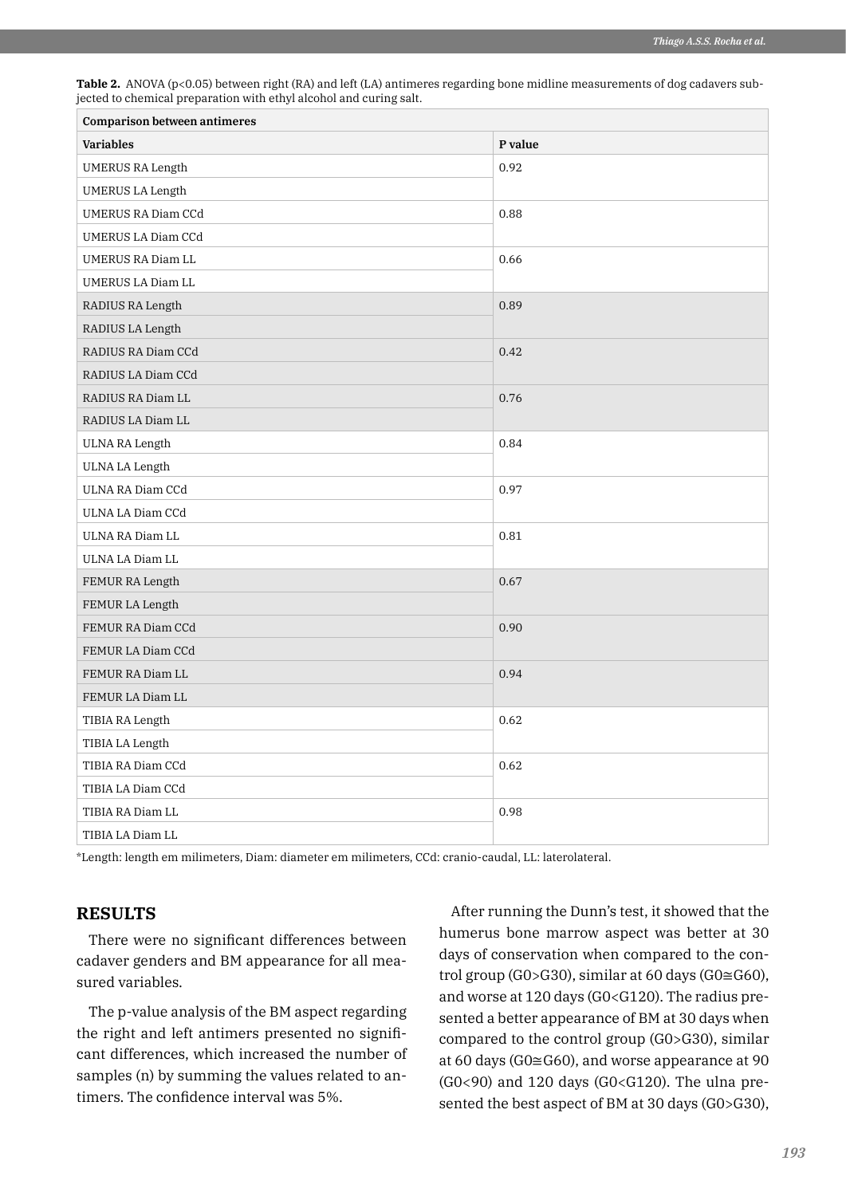**Table 2.** ANOVA (p<0.05) between right (RA) and left (LA) antimeres regarding bone midline measurements of dog cadavers subjected to chemical preparation with ethyl alcohol and curing salt.

| Comparison between antimeres | |
|---|---|
| **Variables** | **P value** |
| UMERUS RA Length | 0.92 |
| UMERUS LA Length | |
| UMERUS RA Diam CCd | 0.88 |
| UMERUS LA Diam CCd | |
| UMERUS RA Diam LL | 0.66 |
| UMERUS LA Diam LL | |
| RADIUS RA Length | 0.89 |
| RADIUS LA Length | |
| RADIUS RA Diam CCd | 0.42 |
| RADIUS LA Diam CCd | |
| RADIUS RA Diam LL | 0.76 |
| RADIUS LA Diam LL | |
| ULNA RA Length | 0.84 |
| ULNA LA Length | |
| ULNA RA Diam CCd | 0.97 |
| ULNA LA Diam CCd | |
| ULNA RA Diam LL | 0.81 |
| ULNA LA Diam LL | |
| FEMUR RA Length | 0.67 |
| FEMUR LA Length | |
| FEMUR RA Diam CCd | 0.90 |
| FEMUR LA Diam CCd | |
| FEMUR RA Diam LL | 0.94 |
| FEMUR LA Diam LL | |
| TIBIA RA Length | 0.62 |
| TIBIA LA Length | |
| TIBIA RA Diam CCd | 0.62 |
| TIBIA LA Diam CCd | |
| TIBIA RA Diam LL | 0.98 |
| TIBIA LA Diam LL | |

*Length: length em milimeters, Diam: diameter em milimeters, CCd: cranio-caudal, LL: laterolateral.

## RESULTS

There were no significant differences between cadaver genders and BM appearance for all measured variables.

The p-value analysis of the BM aspect regarding the right and left antimers presented no significant differences, which increased the number of samples (n) by summing the values related to antimers. The confidence interval was 5%.

After running the Dunn's test, it showed that the humerus bone marrow aspect was better at 30 days of conservation when compared to the control group (G0>G30), similar at 60 days (G0≅G60), and worse at 120 days (G0<G120). The radius presented a better appearance of BM at 30 days when compared to the control group (G0>G30), similar at 60 days (G0≅G60), and worse appearance at 90 (G0<90) and 120 days (G0<G120). The ulna presented the best aspect of BM at 30 days (G0>G30),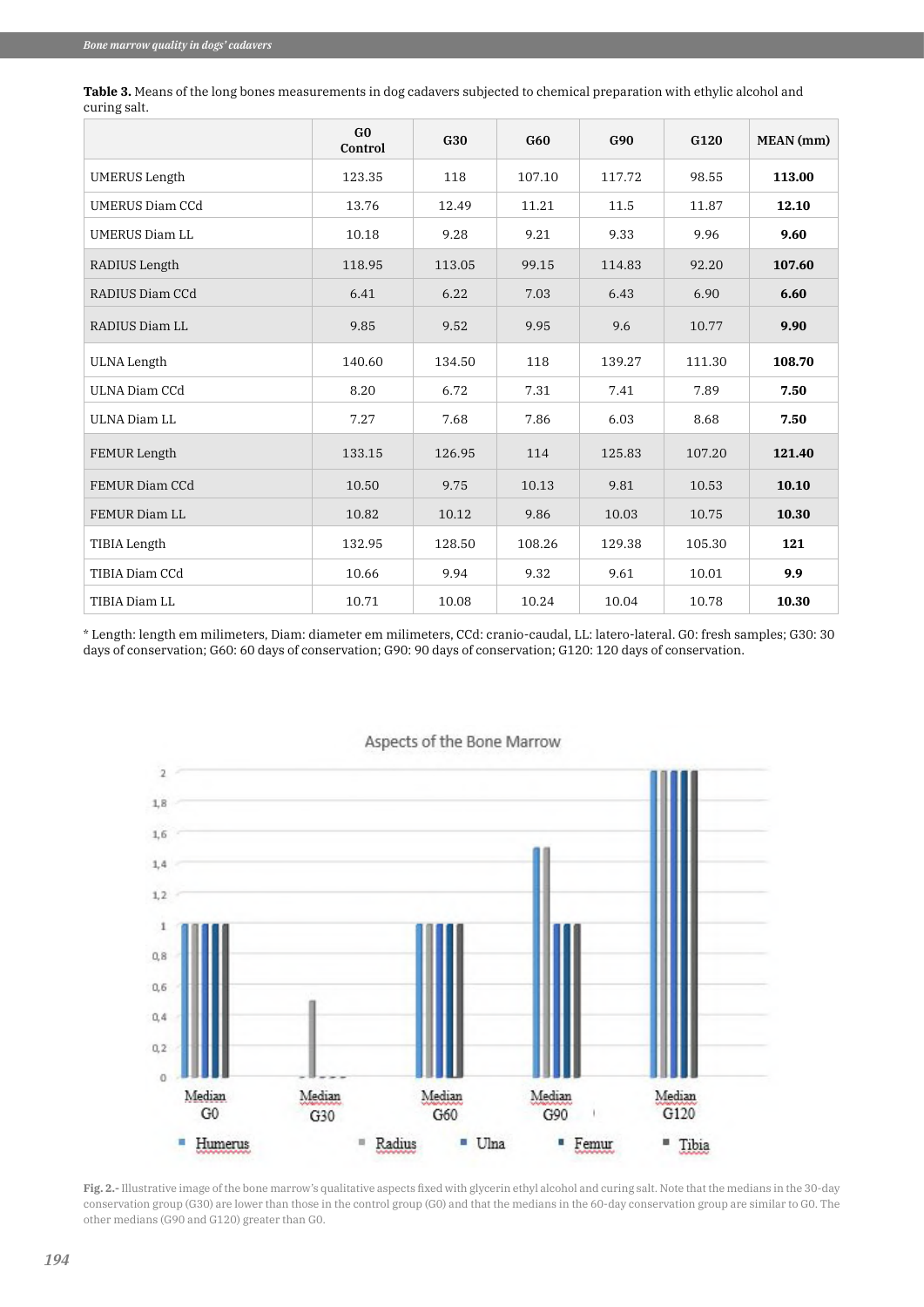**Table 3.** Means of the long bones measurements in dog cadavers subjected to chemical preparation with ethylic alcohol and curing salt.

| | G0 Control | G30 | G60 | G90 | G120 | MEAN (mm) |
|---|---|---|---|---|---|---|
| UMERUS Length | 123.35 | 118 | 107.10 | 117.72 | 98.55 | **113.00** |
| UMERUS Diam CCd | 13.76 | 12.49 | 11.21 | 11.5 | 11.87 | **12.10** |
| UMERUS Diam LL | 10.18 | 9.28 | 9.21 | 9.33 | 9.96 | **9.60** |
| RADIUS Length | 118.95 | 113.05 | 99.15 | 114.83 | 92.20 | **107.60** |
| RADIUS Diam CCd | 6.41 | 6.22 | 7.03 | 6.43 | 6.90 | **6.60** |
| RADIUS Diam LL | 9.85 | 9.52 | 9.95 | 9.6 | 10.77 | **9.90** |
| ULNA Length | 140.60 | 134.50 | 118 | 139.27 | 111.30 | **108.70** |
| ULNA Diam CCd | 8.20 | 6.72 | 7.31 | 7.41 | 7.89 | **7.50** |
| ULNA Diam LL | 7.27 | 7.68 | 7.86 | 6.03 | 8.68 | **7.50** |
| FEMUR Length | 133.15 | 126.95 | 114 | 125.83 | 107.20 | **121.40** |
| FEMUR Diam CCd | 10.50 | 9.75 | 10.13 | 9.81 | 10.53 | **10.10** |
| FEMUR Diam LL | 10.82 | 10.12 | 9.86 | 10.03 | 10.75 | **10.30** |
| TIBIA Length | 132.95 | 128.50 | 108.26 | 129.38 | 105.30 | **121** |
| TIBIA Diam CCd | 10.66 | 9.94 | 9.32 | 9.61 | 10.01 | **9.9** |
| TIBIA Diam LL | 10.71 | 10.08 | 10.24 | 10.04 | 10.78 | **10.30** |

* Length: length em milimeters, Diam: diameter em milimeters, CCd: cranio-caudal, LL: latero-lateral. G0: fresh samples; G30: 30 days of conservation; G60: 60 days of conservation; G90: 90 days of conservation; G120: 120 days of conservation.

**Fig. 2.-** Illustrative image of the bone marrow's qualitative aspects fixed with glycerin ethyl alcohol and curing salt. Note that the medians in the 30-day conservation group (G30) are lower than those in the control group (G0) and that the medians in the 60-day conservation group are similar to G0. The other medians (G90 and G120) greater than G0.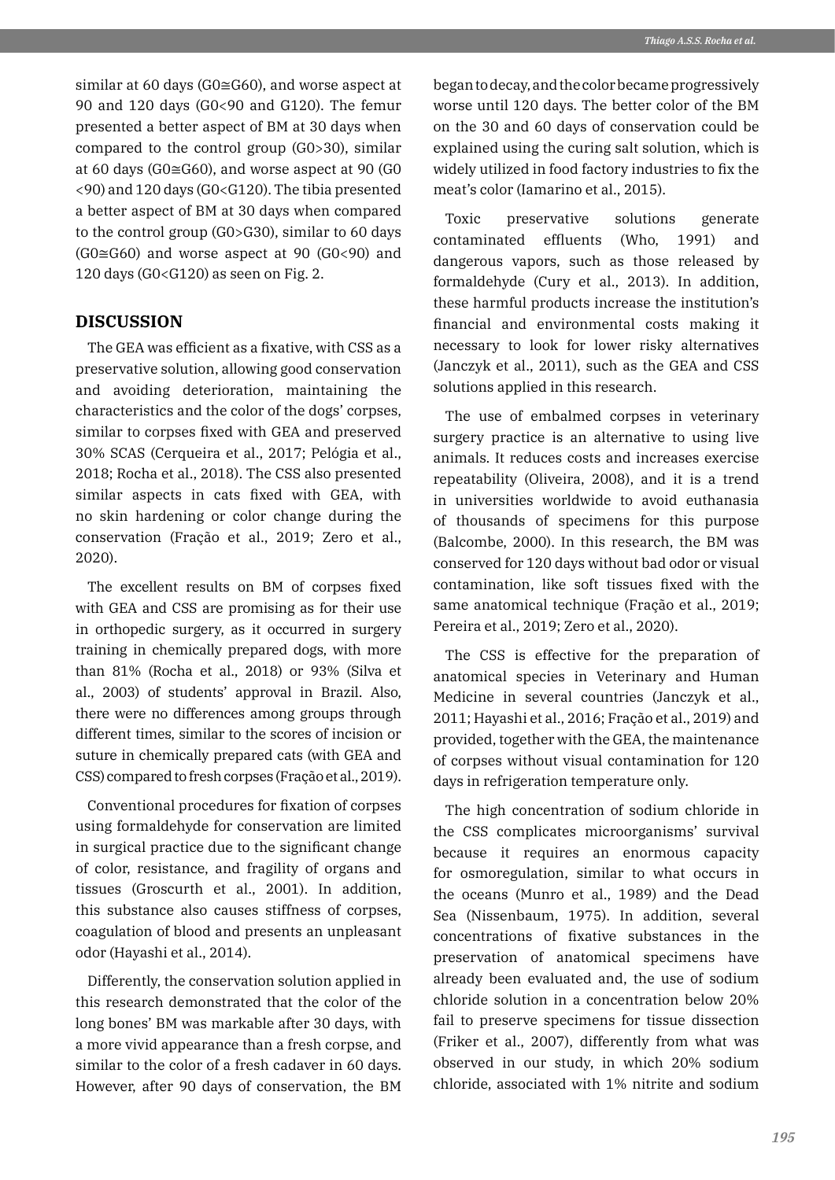similar at 60 days (G0≅G60), and worse aspect at 90 and 120 days (G0<90 and G120). The femur presented a better aspect of BM at 30 days when compared to the control group (G0>30), similar at 60 days (G0≅G60), and worse aspect at 90 (G0 <90) and 120 days (G0<G120). The tibia presented a better aspect of BM at 30 days when compared to the control group (G0>G30), similar to 60 days (G0≅G60) and worse aspect at 90 (G0<90) and 120 days (G0<G120) as seen on Fig. 2.

## DISCUSSION

The GEA was efficient as a fixative, with CSS as a preservative solution, allowing good conservation and avoiding deterioration, maintaining the characteristics and the color of the dogs' corpses, similar to corpses fixed with GEA and preserved 30% SCAS (Cerqueira et al., 2017; Pelógia et al., 2018; Rocha et al., 2018). The CSS also presented similar aspects in cats fixed with GEA, with no skin hardening or color change during the conservation (Fração et al., 2019; Zero et al., 2020).

The excellent results on BM of corpses fixed with GEA and CSS are promising as for their use in orthopedic surgery, as it occurred in surgery training in chemically prepared dogs, with more than 81% (Rocha et al., 2018) or 93% (Silva et al., 2003) of students' approval in Brazil. Also, there were no differences among groups through different times, similar to the scores of incision or suture in chemically prepared cats (with GEA and CSS) compared to fresh corpses (Fração et al., 2019).

Conventional procedures for fixation of corpses using formaldehyde for conservation are limited in surgical practice due to the significant change of color, resistance, and fragility of organs and tissues (Groscurth et al., 2001). In addition, this substance also causes stiffness of corpses, coagulation of blood and presents an unpleasant odor (Hayashi et al., 2014).

Differently, the conservation solution applied in this research demonstrated that the color of the long bones' BM was markable after 30 days, with a more vivid appearance than a fresh corpse, and similar to the color of a fresh cadaver in 60 days. However, after 90 days of conservation, the BM began to decay, and the color became progressively worse until 120 days. The better color of the BM on the 30 and 60 days of conservation could be explained using the curing salt solution, which is widely utilized in food factory industries to fix the meat's color (Iamarino et al., 2015).

Toxic preservative solutions generate contaminated effluents (Who, 1991) and dangerous vapors, such as those released by formaldehyde (Cury et al., 2013). In addition, these harmful products increase the institution's financial and environmental costs making it necessary to look for lower risky alternatives (Janczyk et al., 2011), such as the GEA and CSS solutions applied in this research.

The use of embalmed corpses in veterinary surgery practice is an alternative to using live animals. It reduces costs and increases exercise repeatability (Oliveira, 2008), and it is a trend in universities worldwide to avoid euthanasia of thousands of specimens for this purpose (Balcombe, 2000). In this research, the BM was conserved for 120 days without bad odor or visual contamination, like soft tissues fixed with the same anatomical technique (Fração et al., 2019; Pereira et al., 2019; Zero et al., 2020).

The CSS is effective for the preparation of anatomical species in Veterinary and Human Medicine in several countries (Janczyk et al., 2011; Hayashi et al., 2016; Fração et al., 2019) and provided, together with the GEA, the maintenance of corpses without visual contamination for 120 days in refrigeration temperature only.

The high concentration of sodium chloride in the CSS complicates microorganisms' survival because it requires an enormous capacity for osmoregulation, similar to what occurs in the oceans (Munro et al., 1989) and the Dead Sea (Nissenbaum, 1975). In addition, several concentrations of fixative substances in the preservation of anatomical specimens have already been evaluated and, the use of sodium chloride solution in a concentration below 20% fail to preserve specimens for tissue dissection (Friker et al., 2007), differently from what was observed in our study, in which 20% sodium chloride, associated with 1% nitrite and sodium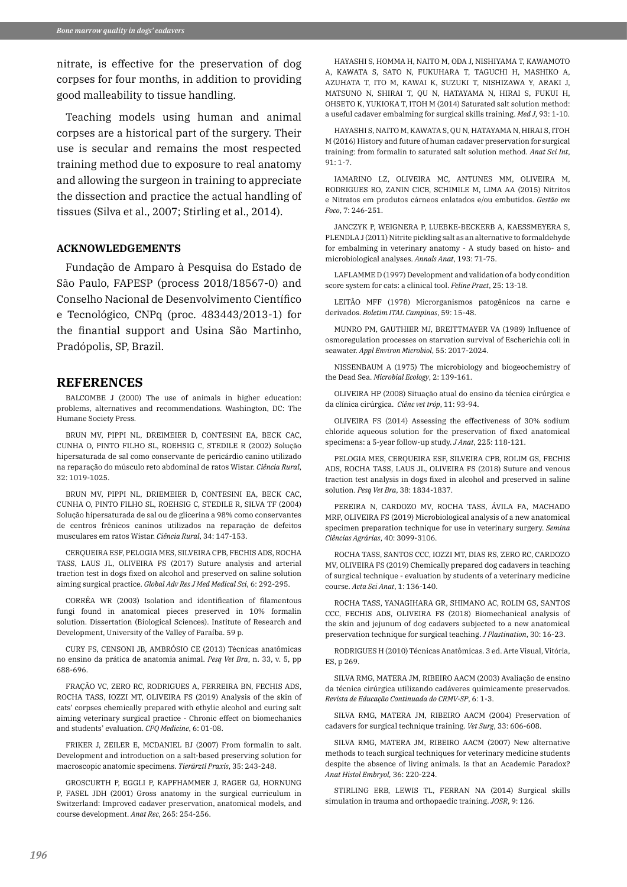nitrate, is effective for the preservation of dog corpses for four months, in addition to providing good malleability to tissue handling.

Teaching models using human and animal corpses are a historical part of the surgery. Their use is secular and remains the most respected training method due to exposure to real anatomy and allowing the surgeon in training to appreciate the dissection and practice the actual handling of tissues (Silva et al., 2007; Stirling et al., 2014).

## ACKNOWLEDGEMENTS

Fundação de Amparo à Pesquisa do Estado de São Paulo, FAPESP (process 2018/18567-0) and Conselho Nacional de Desenvolvimento Científico e Tecnológico, CNPq (proc. 483443/2013-1) for the finantial support and Usina São Martinho, Pradópolis, SP, Brazil.

## REFERENCES

BALCOMBE J (2000) The use of animals in higher education: problems, alternatives and recommendations. Washington, DC: The Humane Society Press.

BRUN MV, PIPPI NL, DREIMEIER D, CONTESINI EA, BECK CAC, CUNHA O, PINTO FILHO SL, ROEHSIG C, STEDILE R (2002) Solução hipersaturada de sal como conservante de pericárdio canino utilizado na reparação do músculo reto abdominal de ratos Wistar. *Ciência Rural*, 32: 1019-1025.

BRUN MV, PIPPI NL, DRIEMEIER D, CONTESINI EA, BECK CAC, CUNHA O, PINTO FILHO SL, ROEHSIG C, STEDILE R, SILVA TF (2004) Solução hipersaturada de sal ou de glicerina a 98% como conservantes de centros frênicos caninos utilizados na reparação de defeitos musculares em ratos Wistar. *Ciência Rural*, 34: 147-153.

CERQUEIRA ESF, PELOGIA MES, SILVEIRA CPB, FECHIS ADS, ROCHA TASS, LAUS JL, OLIVEIRA FS (2017) Suture analysis and arterial traction test in dogs fixed on alcohol and preserved on saline solution aiming surgical practice. *Global Adv Res J Med Medical Sci*, 6: 292-295.

CORRÊA WR (2003) Isolation and identification of filamentous fungi found in anatomical pieces preserved in 10% formalin solution. Dissertation (Biological Sciences). Institute of Research and Development, University of the Valley of Paraíba. 59 p.

CURY FS, CENSONI JB, AMBRÓSIO CE (2013) Técnicas anatômicas no ensino da prática de anatomia animal. *Pesq Vet Bra*, n. 33, v. 5, pp 688-696.

FRAÇÃO VC, ZERO RC, RODRIGUES A, FERREIRA BN, FECHIS ADS, ROCHA TASS, IOZZI MT, OLIVEIRA FS (2019) Analysis of the skin of cats' corpses chemically prepared with ethylic alcohol and curing salt aiming veterinary surgical practice - Chronic effect on biomechanics and students' evaluation. *CPQ Medicine*, 6: 01-08.

FRIKER J, ZEILER E, MCDANIEL BJ (2007) From formalin to salt. Development and introduction on a salt-based preserving solution for macroscopic anatomic specimens. *Tierärztl Praxis*, 35: 243-248.

GROSCURTH P, EGGLI P, KAPFHAMMER J, RAGER GJ, HORNUNG P, FASEL JDH (2001) Gross anatomy in the surgical curriculum in Switzerland: Improved cadaver preservation, anatomical models, and course development. *Anat Rec*, 265: 254-256.

HAYASHI S, HOMMA H, NAITO M, ODA J, NISHIYAMA T, KAWAMOTO A, KAWATA S, SATO N, FUKUHARA T, TAGUCHI H, MASHIKO A, AZUHATA T, ITO M, KAWAI K, SUZUKI T, NISHIZAWA Y, ARAKI J, MATSUNO N, SHIRAI T, QU N, HATAYAMA N, HIRAI S, FUKUI H, OHSETO K, YUKIOKA T, ITOH M (2014) Saturated salt solution method: a useful cadaver embalming for surgical skills training. *Med J*, 93: 1-10.

HAYASHI S, NAITO M, KAWATA S, QU N, HATAYAMA N, HIRAI S, ITOH M (2016) History and future of human cadaver preservation for surgical training: from formalin to saturated salt solution method. *Anat Sci Int*, 91: 1-7.

IAMARINO LZ, OLIVEIRA MC, ANTUNES MM, OLIVEIRA M, RODRIGUES RO, ZANIN CICB, SCHIMILE M, LIMA AA (2015) Nitritos e Nitratos em produtos cárneos enlatados e/ou embutidos. *Gestão em Foco*, 7: 246-251.

JANCZYK P, WEIGNERA P, LUEBKE-BECKERB A, KAESSMEYERA S, PLENDLA J (2011) Nitrite pickling salt as an alternative to formaldehyde for embalming in veterinary anatomy - A study based on histo- and microbiological analyses. *Annals Anat*, 193: 71-75.

LAFLAMME D (1997) Development and validation of a body condition score system for cats: a clinical tool. *Feline Pract*, 25: 13-18.

LEITÃO MFF (1978) Microrganismos patogênicos na carne e derivados. *Boletim ITAL Campinas*, 59: 15-48.

MUNRO PM, GAUTHIER MJ, BREITTMAYER VA (1989) Influence of osmoregulation processes on starvation survival of Escherichia coli in seawater. *Appl Environ Microbiol*, 55: 2017-2024.

NISSENBAUM A (1975) The microbiology and biogeochemistry of the Dead Sea. *Microbial Ecology*, 2: 139-161.

OLIVEIRA HP (2008) Situação atual do ensino da técnica cirúrgica e da clínica cirúrgica. *Ciênc vet tróp*, 11: 93-94.

OLIVEIRA FS (2014) Assessing the effectiveness of 30% sodium chloride aqueous solution for the preservation of fixed anatomical specimens: a 5-year follow-up study. *J Anat*, 225: 118-121.

PELOGIA MES, CERQUEIRA ESF, SILVEIRA CPB, ROLIM GS, FECHIS ADS, ROCHA TASS, LAUS JL, OLIVEIRA FS (2018) Suture and venous traction test analysis in dogs fixed in alcohol and preserved in saline solution. *Pesq Vet Bra*, 38: 1834-1837.

PEREIRA N, CARDOZO MV, ROCHA TASS, ÁVILA FA, MACHADO MRF, OLIVEIRA FS (2019) Microbiological analysis of a new anatomical specimen preparation technique for use in veterinary surgery. *Semina Ciências Agrárias*, 40: 3099-3106.

ROCHA TASS, SANTOS CCC, IOZZI MT, DIAS RS, ZERO RC, CARDOZO MV, OLIVEIRA FS (2019) Chemically prepared dog cadavers in teaching of surgical technique - evaluation by students of a veterinary medicine course. *Acta Sci Anat*, 1: 136-140.

ROCHA TASS, YANAGIHARA GR, SHIMANO AC, ROLIM GS, SANTOS CCC, FECHIS ADS, OLIVEIRA FS (2018) Biomechanical analysis of the skin and jejunum of dog cadavers subjected to a new anatomical preservation technique for surgical teaching. *J Plastination*, 30: 16-23.

RODRIGUES H (2010) Técnicas Anatômicas. 3 ed. Arte Visual, Vitória, ES, p 269.

SILVA RMG, MATERA JM, RIBEIRO AACM (2003) Avaliação de ensino da técnica cirúrgica utilizando cadáveres quimicamente preservados. *Revista de Educação Continuada do CRMV-SP*, 6: 1-3.

SILVA RMG, MATERA JM, RIBEIRO AACM (2004) Preservation of cadavers for surgical technique training. *Vet Surg*, 33: 606-608.

SILVA RMG, MATERA JM, RIBEIRO AACM (2007) New alternative methods to teach surgical techniques for veterinary medicine students despite the absence of living animals. Is that an Academic Paradox? *Anat Histol Embryol*, 36: 220-224.

STIRLING ERB, LEWIS TL, FERRAN NA (2014) Surgical skills simulation in trauma and orthopaedic training. *JOSR*, 9: 126.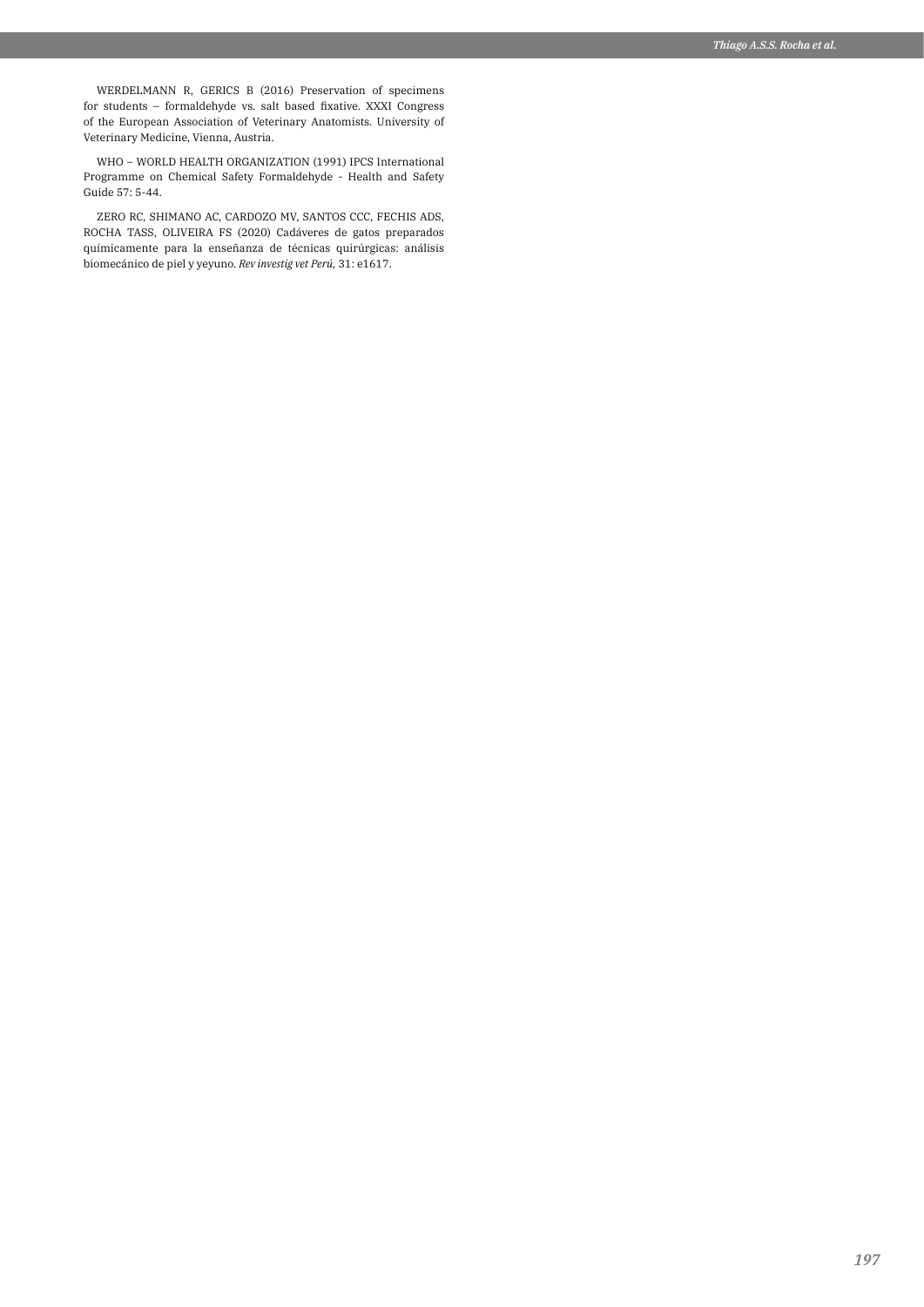WERDELMANN R, GERICS B (2016) Preservation of specimens for students – formaldehyde vs. salt based fixative. XXXI Congress of the European Association of Veterinary Anatomists. University of Veterinary Medicine, Vienna, Austria.

WHO – WORLD HEALTH ORGANIZATION (1991) IPCS International Programme on Chemical Safety Formaldehyde - Health and Safety Guide 57: 5-44.

ZERO RC, SHIMANO AC, CARDOZO MV, SANTOS CCC, FECHIS ADS, ROCHA TASS, OLIVEIRA FS (2020) Cadáveres de gatos preparados químicamente para la enseñanza de técnicas quirúrgicas: análisis biomecánico de piel y yeyuno. *Rev investig vet Perú,* 31: e1617.